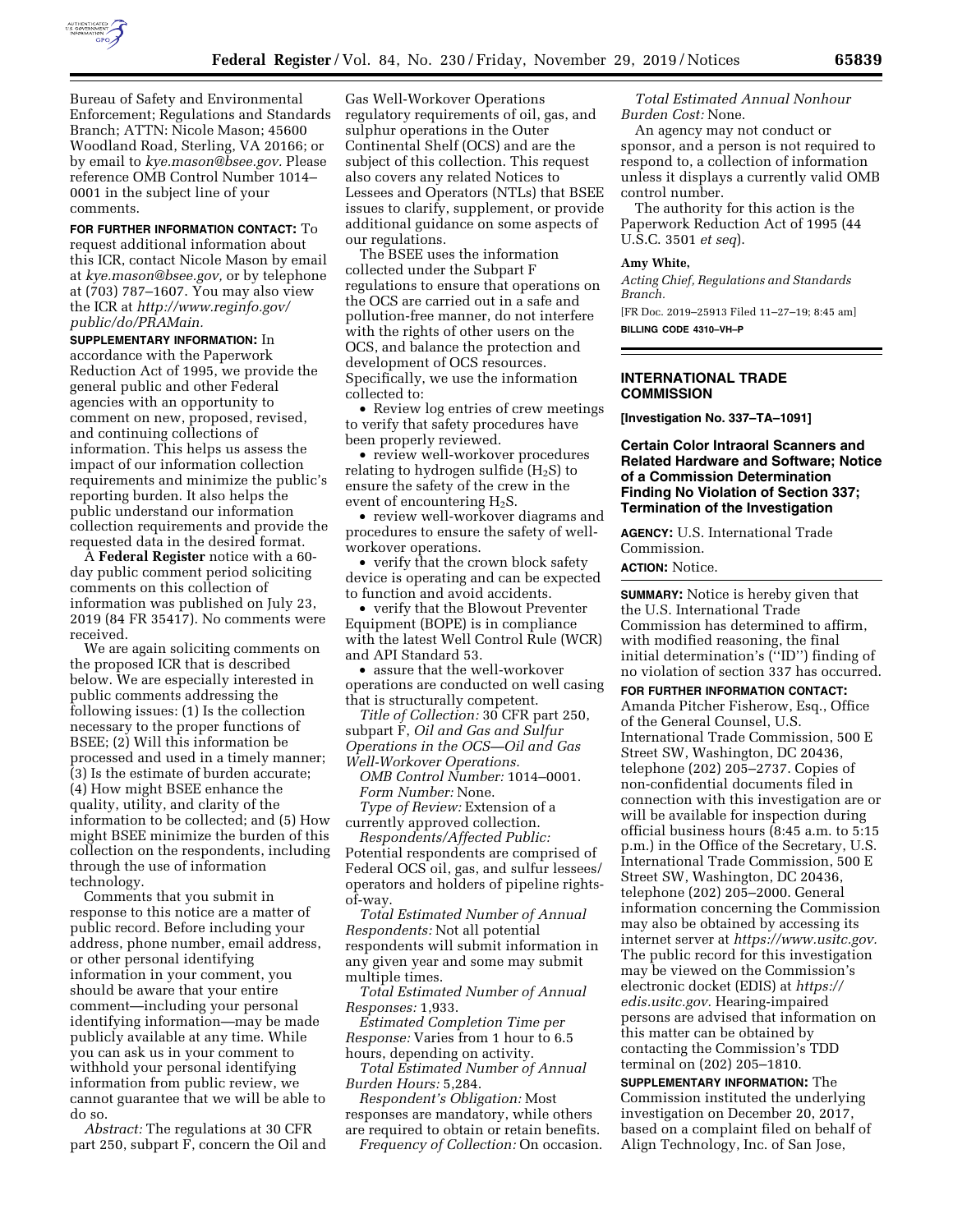Bureau of Safety and Environmental Enforcement; Regulations and Standards Branch; ATTN: Nicole Mason; 45600 Woodland Road, Sterling, VA 20166; or by email to *kye.mason@bsee.gov.* Please reference OMB Control Number 1014–0001 in the subject line of your comments.

**FOR FURTHER INFORMATION CONTACT:** To request additional information about this ICR, contact Nicole Mason by email at *kye.mason@bsee.gov,* or by telephone at (703) 787–1607. You may also view the ICR at *http://www.reginfo.gov/public/do/PRAMain.*

**SUPPLEMENTARY INFORMATION:** In accordance with the Paperwork Reduction Act of 1995, we provide the general public and other Federal agencies with an opportunity to comment on new, proposed, revised, and continuing collections of information. This helps us assess the impact of our information collection requirements and minimize the public's reporting burden. It also helps the public understand our information collection requirements and provide the requested data in the desired format.

A **Federal Register** notice with a 60-day public comment period soliciting comments on this collection of information was published on July 23, 2019 (84 FR 35417). No comments were received.

We are again soliciting comments on the proposed ICR that is described below. We are especially interested in public comments addressing the following issues: (1) Is the collection necessary to the proper functions of BSEE; (2) Will this information be processed and used in a timely manner; (3) Is the estimate of burden accurate; (4) How might BSEE enhance the quality, utility, and clarity of the information to be collected; and (5) How might BSEE minimize the burden of this collection on the respondents, including through the use of information technology.

Comments that you submit in response to this notice are a matter of public record. Before including your address, phone number, email address, or other personal identifying information in your comment, you should be aware that your entire comment—including your personal identifying information—may be made publicly available at any time. While you can ask us in your comment to withhold your personal identifying information from public review, we cannot guarantee that we will be able to do so.

*Abstract:* The regulations at 30 CFR part 250, subpart F, concern the Oil and Gas Well-Workover Operations regulatory requirements of oil, gas, and sulphur operations in the Outer Continental Shelf (OCS) and are the subject of this collection. This request also covers any related Notices to Lessees and Operators (NTLs) that BSEE issues to clarify, supplement, or provide additional guidance on some aspects of our regulations.

The BSEE uses the information collected under the Subpart F regulations to ensure that operations on the OCS are carried out in a safe and pollution-free manner, do not interfere with the rights of other users on the OCS, and balance the protection and development of OCS resources. Specifically, we use the information collected to:

- Review log entries of crew meetings to verify that safety procedures have been properly reviewed.
- review well-workover procedures relating to hydrogen sulfide ($H_2S$) to ensure the safety of the crew in the event of encountering $H_2S$.
- review well-workover diagrams and procedures to ensure the safety of well-workover operations.
- verify that the crown block safety device is operating and can be expected to function and avoid accidents.
- verify that the Blowout Preventer Equipment (BOPE) is in compliance with the latest Well Control Rule (WCR) and API Standard 53.
- assure that the well-workover operations are conducted on well casing that is structurally competent.

*Title of Collection:* 30 CFR part 250, subpart F, *Oil and Gas and Sulfur Operations in the OCS—Oil and Gas Well-Workover Operations.*

*OMB Control Number:* 1014–0001.

*Form Number:* None.

*Type of Review:* Extension of a currently approved collection.

*Respondents/Affected Public:* Potential respondents are comprised of Federal OCS oil, gas, and sulfur lessees/operators and holders of pipeline rights-of-way.

*Total Estimated Number of Annual Respondents:* Not all potential respondents will submit information in any given year and some may submit multiple times.

*Total Estimated Number of Annual Responses:* 1,933.

*Estimated Completion Time per Response:* Varies from 1 hour to 6.5 hours, depending on activity.

*Total Estimated Number of Annual Burden Hours:* 5,284.

*Respondent's Obligation:* Most responses are mandatory, while others are required to obtain or retain benefits.

*Frequency of Collection:* On occasion.

*Total Estimated Annual Nonhour Burden Cost:* None.

An agency may not conduct or sponsor, and a person is not required to respond to, a collection of information unless it displays a currently valid OMB control number.

The authority for this action is the Paperwork Reduction Act of 1995 (44 U.S.C. 3501 *et seq*).

**Amy White,**

*Acting Chief, Regulations and Standards Branch.*

[FR Doc. 2019–25913 Filed 11–27–19; 8:45 am]

**BILLING CODE 4310–VH–P**

## INTERNATIONAL TRADE COMMISSION

**[Investigation No. 337–TA–1091]**

### Certain Color Intraoral Scanners and Related Hardware and Software; Notice of a Commission Determination Finding No Violation of Section 337; Termination of the Investigation

**AGENCY:** U.S. International Trade Commission.

**ACTION:** Notice.

**SUMMARY:** Notice is hereby given that the U.S. International Trade Commission has determined to affirm, with modified reasoning, the final initial determination's (''ID'') finding of no violation of section 337 has occurred.

**FOR FURTHER INFORMATION CONTACT:** Amanda Pitcher Fisherow, Esq., Office of the General Counsel, U.S. International Trade Commission, 500 E Street SW, Washington, DC 20436, telephone (202) 205–2737. Copies of non-confidential documents filed in connection with this investigation are or will be available for inspection during official business hours (8:45 a.m. to 5:15 p.m.) in the Office of the Secretary, U.S. International Trade Commission, 500 E Street SW, Washington, DC 20436, telephone (202) 205–2000. General information concerning the Commission may also be obtained by accessing its internet server at *https://www.usitc.gov.* The public record for this investigation may be viewed on the Commission's electronic docket (EDIS) at *https://edis.usitc.gov.* Hearing-impaired persons are advised that information on this matter can be obtained by contacting the Commission's TDD terminal on (202) 205–1810.

**SUPPLEMENTARY INFORMATION:** The Commission instituted the underlying investigation on December 20, 2017, based on a complaint filed on behalf of Align Technology, Inc. of San Jose,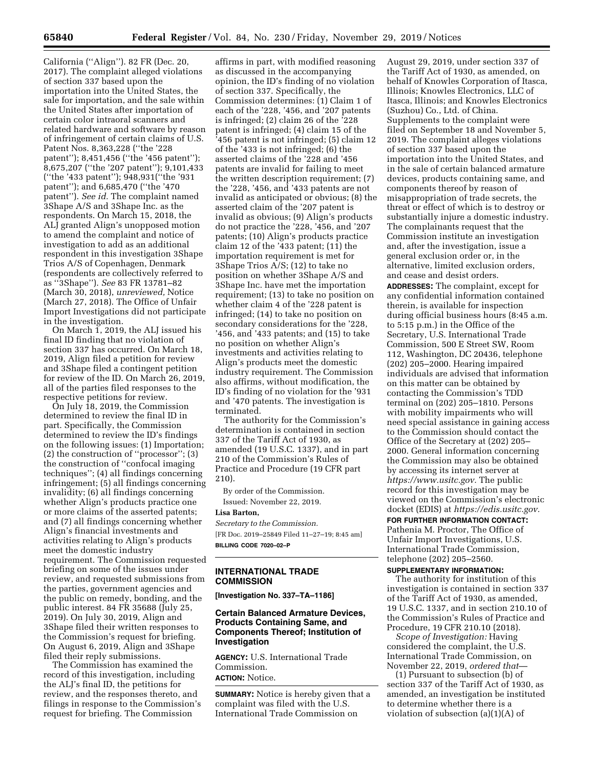California (''Align''). 82 FR (Dec. 20, 2017). The complaint alleged violations of section 337 based upon the importation into the United States, the sale for importation, and the sale within the United States after importation of certain color intraoral scanners and related hardware and software by reason of infringement of certain claims of U.S. Patent Nos. 8,363,228 (''the '228 patent''); 8,451,456 (''the '456 patent''); 8,675,207 (''the '207 patent''); 9,101,433 (''the '433 patent''); 948,931(''the '931 patent''); and 6,685,470 (''the '470 patent''). *See id.* The complaint named 3Shape A/S and 3Shape Inc. as the respondents. On March 15, 2018, the ALJ granted Align's unopposed motion to amend the complaint and notice of investigation to add as an additional respondent in this investigation 3Shape Trios A/S of Copenhagen, Denmark (respondents are collectively referred to as ''3Shape''). *See* 83 FR 13781–82 (March 30, 2018), *unreviewed,* Notice (March 27, 2018). The Office of Unfair Import Investigations did not participate in the investigation.

On March 1, 2019, the ALJ issued his final ID finding that no violation of section 337 has occurred. On March 18, 2019, Align filed a petition for review and 3Shape filed a contingent petition for review of the ID. On March 26, 2019, all of the parties filed responses to the respective petitions for review.

On July 18, 2019, the Commission determined to review the final ID in part. Specifically, the Commission determined to review the ID's findings on the following issues: (1) Importation; (2) the construction of ''processor''; (3) the construction of ''confocal imaging techniques''; (4) all findings concerning infringement; (5) all findings concerning invalidity; (6) all findings concerning whether Align's products practice one or more claims of the asserted patents; and (7) all findings concerning whether Align's financial investments and activities relating to Align's products meet the domestic industry requirement. The Commission requested briefing on some of the issues under review, and requested submissions from the parties, government agencies and the public on remedy, bonding, and the public interest. 84 FR 35688 (July 25, 2019). On July 30, 2019, Align and 3Shape filed their written responses to the Commission's request for briefing. On August 6, 2019, Align and 3Shape filed their reply submissions.

The Commission has examined the record of this investigation, including the ALJ's final ID, the petitions for review, and the responses thereto, and filings in response to the Commission's request for briefing. The Commission affirms in part, with modified reasoning as discussed in the accompanying opinion, the ID's finding of no violation of section 337. Specifically, the Commission determines: (1) Claim 1 of each of the '228, '456, and '207 patents is infringed; (2) claim 26 of the '228 patent is infringed; (4) claim 15 of the '456 patent is not infringed; (5) claim 12 of the '433 is not infringed; (6) the asserted claims of the '228 and '456 patents are invalid for failing to meet the written description requirement; (7) the '228, '456, and '433 patents are not invalid as anticipated or obvious; (8) the asserted claim of the '207 patent is invalid as obvious; (9) Align's products do not practice the '228, '456, and '207 patents; (10) Align's products practice claim 12 of the '433 patent; (11) the importation requirement is met for 3Shape Trios A/S; (12) to take no position on whether 3Shape A/S and 3Shape Inc. have met the importation requirement; (13) to take no position on whether claim 4 of the '228 patent is infringed; (14) to take no position on secondary considerations for the '228, '456, and '433 patents; and (15) to take no position on whether Align's investments and activities relating to Align's products meet the domestic industry requirement. The Commission also affirms, without modification, the ID's finding of no violation for the '931 and '470 patents. The investigation is terminated.

The authority for the Commission's determination is contained in section 337 of the Tariff Act of 1930, as amended (19 U.S.C. 1337), and in part 210 of the Commission's Rules of Practice and Procedure (19 CFR part 210).

By order of the Commission.

Issued: November 22, 2019.

**Lisa Barton,**

*Secretary to the Commission.*

[FR Doc. 2019–25849 Filed 11–27–19; 8:45 am]

**BILLING CODE 7020–02–P**

---

## INTERNATIONAL TRADE COMMISSION

**[Investigation No. 337–TA–1186]**

### Certain Balanced Armature Devices, Products Containing Same, and Components Thereof; Institution of Investigation

**AGENCY:** U.S. International Trade Commission.

**ACTION:** Notice.

**SUMMARY:** Notice is hereby given that a complaint was filed with the U.S. International Trade Commission on August 29, 2019, under section 337 of the Tariff Act of 1930, as amended, on behalf of Knowles Corporation of Itasca, Illinois; Knowles Electronics, LLC of Itasca, Illinois; and Knowles Electronics (Suzhou) Co., Ltd. of China. Supplements to the complaint were filed on September 18 and November 5, 2019. The complaint alleges violations of section 337 based upon the importation into the United States, and in the sale of certain balanced armature devices, products containing same, and components thereof by reason of misappropriation of trade secrets, the threat or effect of which is to destroy or substantially injure a domestic industry. The complainants request that the Commission institute an investigation and, after the investigation, issue a general exclusion order or, in the alternative, limited exclusion orders, and cease and desist orders.

**ADDRESSES:** The complaint, except for any confidential information contained therein, is available for inspection during official business hours (8:45 a.m. to 5:15 p.m.) in the Office of the Secretary, U.S. International Trade Commission, 500 E Street SW, Room 112, Washington, DC 20436, telephone (202) 205–2000. Hearing impaired individuals are advised that information on this matter can be obtained by contacting the Commission's TDD terminal on (202) 205–1810. Persons with mobility impairments who will need special assistance in gaining access to the Commission should contact the Office of the Secretary at (202) 205–2000. General information concerning the Commission may also be obtained by accessing its internet server at *https://www.usitc.gov.* The public record for this investigation may be viewed on the Commission's electronic docket (EDIS) at *https://edis.usitc.gov.*

**FOR FURTHER INFORMATION CONTACT:** Pathenia M. Proctor, The Office of Unfair Import Investigations, U.S. International Trade Commission, telephone (202) 205–2560.

**SUPPLEMENTARY INFORMATION:**

The authority for institution of this investigation is contained in section 337 of the Tariff Act of 1930, as amended, 19 U.S.C. 1337, and in section 210.10 of the Commission's Rules of Practice and Procedure, 19 CFR 210.10 (2018).

*Scope of Investigation:* Having considered the complaint, the U.S. International Trade Commission, on November 22, 2019, *ordered that*—

(1) Pursuant to subsection (b) of section 337 of the Tariff Act of 1930, as amended, an investigation be instituted to determine whether there is a violation of subsection (a)(1)(A) of